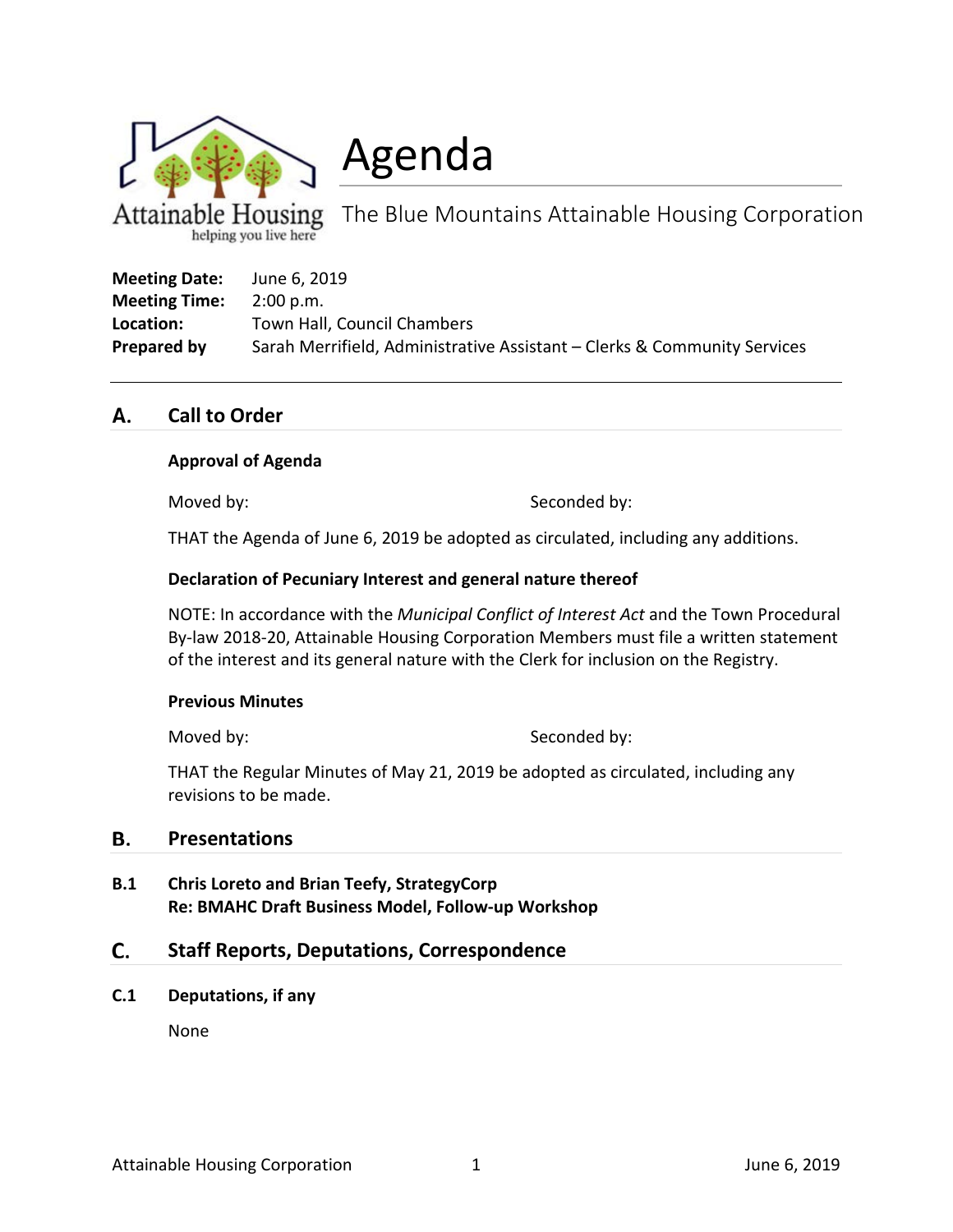Attainable Housing
helping you live here

# Agenda

The Blue Mountains Attainable Housing Corporation

**Meeting Date:** June 6, 2019
**Meeting Time:** 2:00 p.m.
**Location:** Town Hall, Council Chambers
**Prepared by** Sarah Merrifield, Administrative Assistant – Clerks & Community Services

---

## A. Call to Order

**Approval of Agenda**

Moved by: Seconded by:

THAT the Agenda of June 6, 2019 be adopted as circulated, including any additions.

**Declaration of Pecuniary Interest and general nature thereof**

NOTE: In accordance with the *Municipal Conflict of Interest Act* and the Town Procedural By-law 2018-20, Attainable Housing Corporation Members must file a written statement of the interest and its general nature with the Clerk for inclusion on the Registry.

**Previous Minutes**

Moved by: Seconded by:

THAT the Regular Minutes of May 21, 2019 be adopted as circulated, including any revisions to be made.

## B. Presentations

**B.1 Chris Loreto and Brian Teefy, StrategyCorp**
**Re: BMAHC Draft Business Model, Follow-up Workshop**

## C. Staff Reports, Deputations, Correspondence

**C.1 Deputations, if any**

None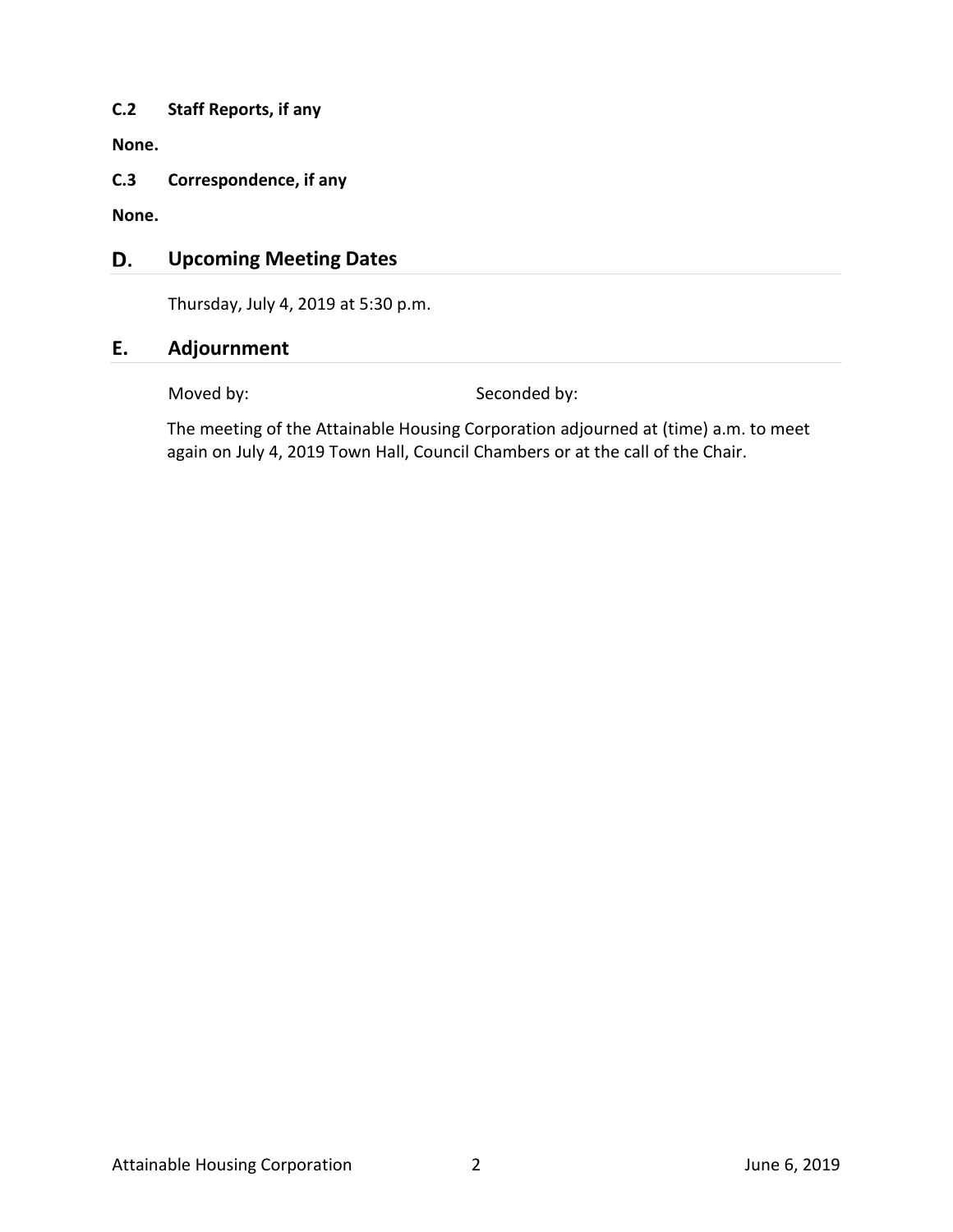**C.2 Staff Reports, if any**

**None.**

**C.3 Correspondence, if any**

**None.**

## D. Upcoming Meeting Dates

Thursday, July 4, 2019 at 5:30 p.m.

## E. Adjournment

Moved by: Seconded by:

The meeting of the Attainable Housing Corporation adjourned at (time) a.m. to meet again on July 4, 2019 Town Hall, Council Chambers or at the call of the Chair.